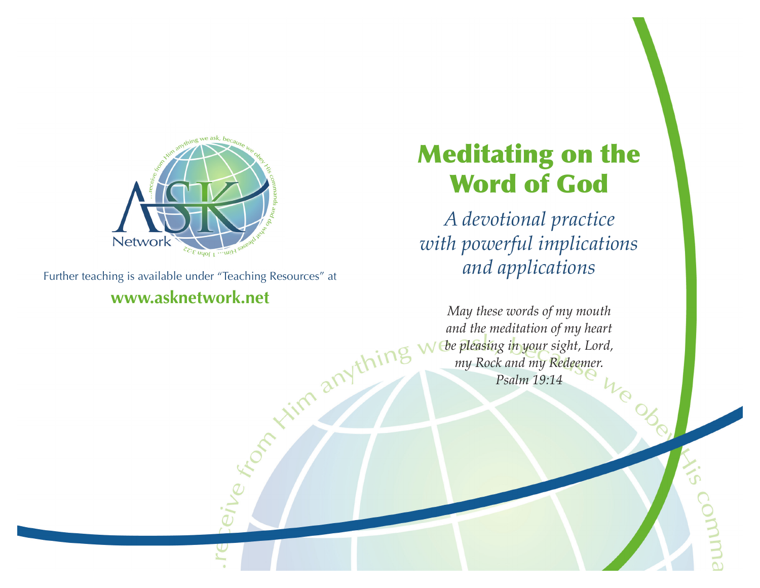Further teaching is available under "Teaching Resources" at

**www.asknetwork.net**

# Meditating on the Word of God

*A devotional practice with powerful implications and applications*

*May these words of my mouth*
*and the meditation of my heart*
*be pleasing in your sight, Lord,*
*my Rock and my Redeemer.*
*Psalm 19:14*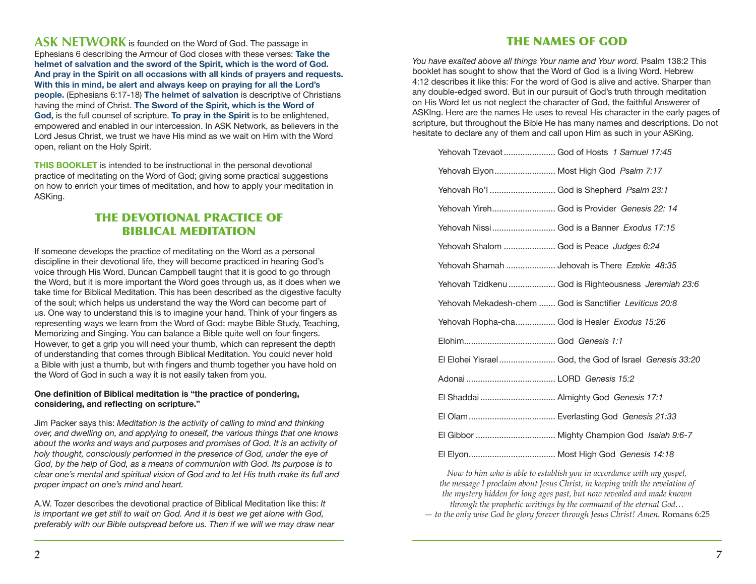**ASK NETWORK** is founded on the Word of God. The passage in Ephesians 6 describing the Armour of God closes with these verses: **Take the helmet of salvation and the sword of the Spirit, which is the word of God. And pray in the Spirit on all occasions with all kinds of prayers and requests. With this in mind, be alert and always keep on praying for all the Lord's people.** (Ephesians 6:17-18) **The helmet of salvation** is descriptive of Christians having the mind of Christ. **The Sword of the Spirit, which is the Word of God,** is the full counsel of scripture. **To pray in the Spirit** is to be enlightened, empowered and enabled in our intercession. In ASK Network, as believers in the Lord Jesus Christ, we trust we have His mind as we wait on Him with the Word open, reliant on the Holy Spirit.

**THIS BOOKLET** is intended to be instructional in the personal devotional practice of meditating on the Word of God; giving some practical suggestions on how to enrich your times of meditation, and how to apply your meditation in ASKing.

## THE DEVOTIONAL PRACTICE OF BIBLICAL MEDITATION

If someone develops the practice of meditating on the Word as a personal discipline in their devotional life, they will become practiced in hearing God's voice through His Word. Duncan Campbell taught that it is good to go through the Word, but it is more important the Word goes through us, as it does when we take time for Biblical Meditation. This has been described as the digestive faculty of the soul; which helps us understand the way the Word can become part of us. One way to understand this is to imagine your hand. Think of your fingers as representing ways we learn from the Word of God: maybe Bible Study, Teaching, Memorizing and Singing. You can balance a Bible quite well on four fingers. However, to get a grip you will need your thumb, which can represent the depth of understanding that comes through Biblical Meditation. You could never hold a Bible with just a thumb, but with fingers and thumb together you have hold on the Word of God in such a way it is not easily taken from you.

**One definition of Biblical meditation is "the practice of pondering, considering, and reflecting on scripture."**

Jim Packer says this: *Meditation is the activity of calling to mind and thinking over, and dwelling on, and applying to oneself, the various things that one knows about the works and ways and purposes and promises of God. It is an activity of holy thought, consciously performed in the presence of God, under the eye of God, by the help of God, as a means of communion with God. Its purpose is to clear one's mental and spiritual vision of God and to let His truth make its full and proper impact on one's mind and heart.*

A.W. Tozer describes the devotional practice of Biblical Meditation like this: *It is important we get still to wait on God. And it is best we get alone with God, preferably with our Bible outspread before us. Then if we will we may draw near*

## THE NAMES OF GOD

*You have exalted above all things Your name and Your word.* Psalm 138:2 This booklet has sought to show that the Word of God is a living Word. Hebrew 4:12 describes it like this: For the word of God is alive and active. Sharper than any double-edged sword. But in our pursuit of God's truth through meditation on His Word let us not neglect the character of God, the faithful Answerer of ASKIng. Here are the names He uses to reveal His character in the early pages of scripture, but throughout the Bible He has many names and descriptions. Do not hesitate to declare any of them and call upon Him as such in your ASKing.

Yehovah Tzevaot ...................... God of Hosts *1 Samuel 17:45*

Yehovah Elyon.......................... Most High God *Psalm 7:17*

Yehovah Ro'I ............................ God is Shepherd *Psalm 23:1*

Yehovah Yireh........................... God is Provider *Genesis 22: 14*

Yehovah Nissi........................... God is a Banner *Exodus 17:15*

Yehovah Shalom ...................... God is Peace *Judges 6:24*

Yehovah Shamah ..................... Jehovah is There *Ezekie 48:35*

Yehovah Tzidkenu.................... God is Righteousness *Jeremiah 23:6*

Yehovah Mekadesh-chem ....... God is Sanctifier *Leviticus 20:8*

Yehovah Ropha-cha................. God is Healer *Exodus 15:26*

Elohim....................................... God *Genesis 1:1*

El Elohei Yisrael........................ God, the God of Israel *Genesis 33:20*

Adonai ...................................... LORD *Genesis 15:2*

El Shaddai ................................ Almighty God *Genesis 17:1*

El Olam..................................... Everlasting God *Genesis 21:33*

El Gibbor .................................. Mighty Champion God *Isaiah 9:6-7*

El Elyon..................................... Most High God *Genesis 14:18*

*Now to him who is able to establish you in accordance with my gospel, the message I proclaim about Jesus Christ, in keeping with the revelation of the mystery hidden for long ages past, but now revealed and made known through the prophetic writings by the command of the eternal God… — to the only wise God be glory forever through Jesus Christ! Amen.* Romans 6:25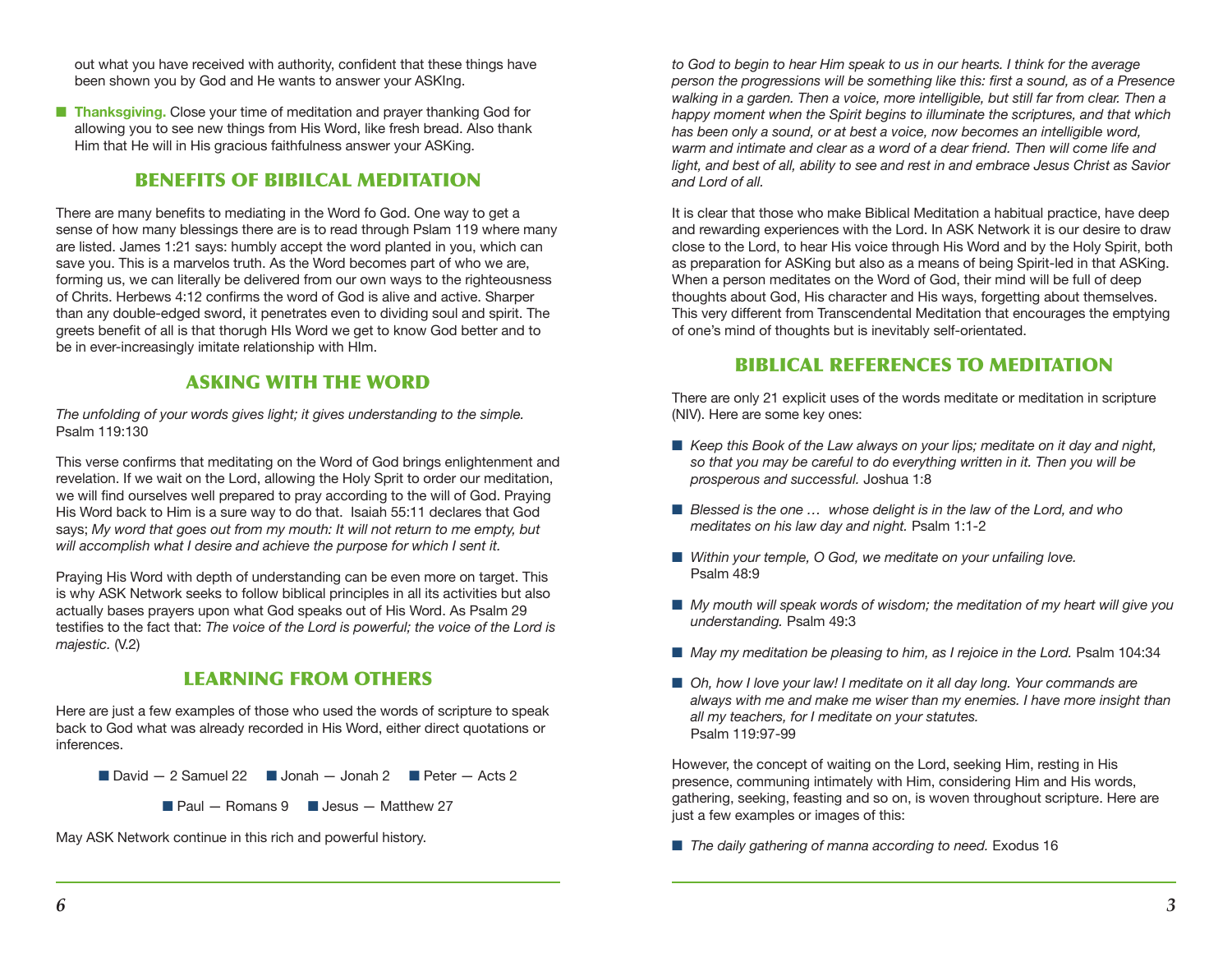out what you have received with authority, confident that these things have been shown you by God and He wants to answer your ASKIng.

- **Thanksgiving.** Close your time of meditation and prayer thanking God for allowing you to see new things from His Word, like fresh bread. Also thank Him that He will in His gracious faithfulness answer your ASKing.

## BENEFITS OF BIBILCAL MEDITATION

There are many benefits to mediating in the Word fo God. One way to get a sense of how many blessings there are is to read through Pslam 119 where many are listed. James 1:21 says: humbly accept the word planted in you, which can save you. This is a marvelos truth. As the Word becomes part of who we are, forming us, we can literally be delivered from our own ways to the righteousness of Chrits. Herbews 4:12 confirms the word of God is alive and active. Sharper than any double-edged sword, it penetrates even to dividing soul and spirit. The greets benefit of all is that thorugh HIs Word we get to know God better and to be in ever-increasingly imitate relationship with HIm.

## ASKING WITH THE WORD

*The unfolding of your words gives light; it gives understanding to the simple.* Psalm 119:130

This verse confirms that meditating on the Word of God brings enlightenment and revelation. If we wait on the Lord, allowing the Holy Sprit to order our meditation, we will find ourselves well prepared to pray according to the will of God. Praying His Word back to Him is a sure way to do that. Isaiah 55:11 declares that God says; *My word that goes out from my mouth: It will not return to me empty, but will accomplish what I desire and achieve the purpose for which I sent it.*

Praying His Word with depth of understanding can be even more on target. This is why ASK Network seeks to follow biblical principles in all its activities but also actually bases prayers upon what God speaks out of His Word. As Psalm 29 testifies to the fact that: *The voice of the Lord is powerful; the voice of the Lord is majestic.* (V.2)

## LEARNING FROM OTHERS

Here are just a few examples of those who used the words of scripture to speak back to God what was already recorded in His Word, either direct quotations or inferences.

- David — 2 Samuel 22
- Jonah — Jonah 2
- Peter — Acts 2
- Paul — Romans 9
- Jesus — Matthew 27

May ASK Network continue in this rich and powerful history.

*to God to begin to hear Him speak to us in our hearts. I think for the average person the progressions will be something like this: first a sound, as of a Presence walking in a garden. Then a voice, more intelligible, but still far from clear. Then a happy moment when the Spirit begins to illuminate the scriptures, and that which has been only a sound, or at best a voice, now becomes an intelligible word, warm and intimate and clear as a word of a dear friend. Then will come life and light, and best of all, ability to see and rest in and embrace Jesus Christ as Savior and Lord of all.*

It is clear that those who make Biblical Meditation a habitual practice, have deep and rewarding experiences with the Lord. In ASK Network it is our desire to draw close to the Lord, to hear His voice through His Word and by the Holy Spirit, both as preparation for ASKing but also as a means of being Spirit-led in that ASKing. When a person meditates on the Word of God, their mind will be full of deep thoughts about God, His character and His ways, forgetting about themselves. This very different from Transcendental Meditation that encourages the emptying of one's mind of thoughts but is inevitably self-orientated.

## BIBLICAL REFERENCES TO MEDITATION

There are only 21 explicit uses of the words meditate or meditation in scripture (NIV). Here are some key ones:

- *Keep this Book of the Law always on your lips; meditate on it day and night, so that you may be careful to do everything written in it. Then you will be prosperous and successful.* Joshua 1:8
- *Blessed is the one … whose delight is in the law of the Lord, and who meditates on his law day and night.* Psalm 1:1-2
- *Within your temple, O God, we meditate on your unfailing love.* Psalm 48:9
- *My mouth will speak words of wisdom; the meditation of my heart will give you understanding.* Psalm 49:3
- *May my meditation be pleasing to him, as I rejoice in the Lord.* Psalm 104:34
- *Oh, how I love your law! I meditate on it all day long. Your commands are always with me and make me wiser than my enemies. I have more insight than all my teachers, for I meditate on your statutes.* Psalm 119:97-99

However, the concept of waiting on the Lord, seeking Him, resting in His presence, communing intimately with Him, considering Him and His words, gathering, seeking, feasting and so on, is woven throughout scripture. Here are just a few examples or images of this:

- *The daily gathering of manna according to need.* Exodus 16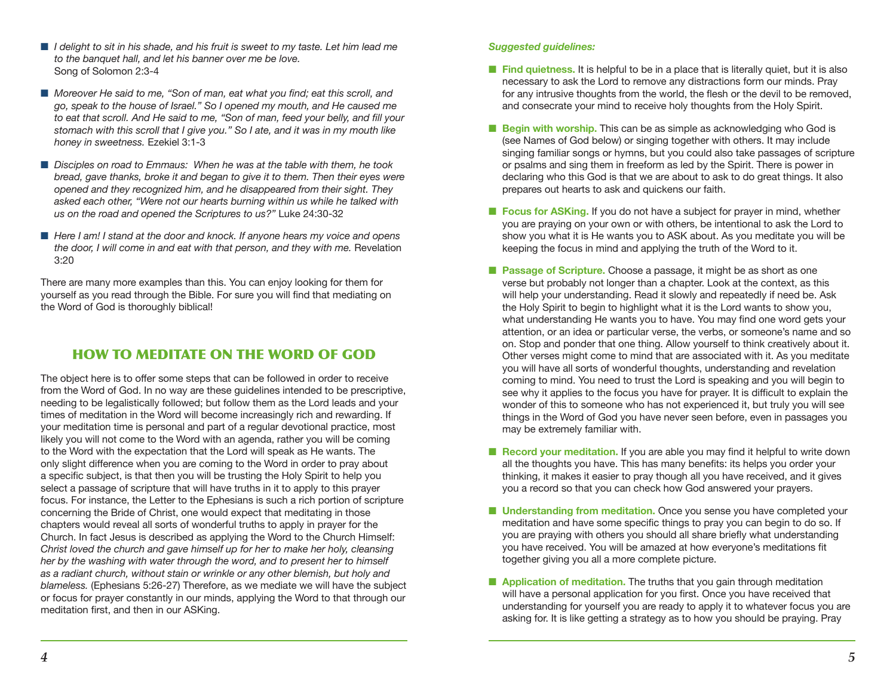- *I delight to sit in his shade, and his fruit is sweet to my taste. Let him lead me to the banquet hall, and let his banner over me be love.* Song of Solomon 2:3-4

- *Moreover He said to me, "Son of man, eat what you find; eat this scroll, and go, speak to the house of Israel." So I opened my mouth, and He caused me to eat that scroll. And He said to me, "Son of man, feed your belly, and fill your stomach with this scroll that I give you." So I ate, and it was in my mouth like honey in sweetness.* Ezekiel 3:1-3

- *Disciples on road to Emmaus: When he was at the table with them, he took bread, gave thanks, broke it and began to give it to them. Then their eyes were opened and they recognized him, and he disappeared from their sight. They asked each other, "Were not our hearts burning within us while he talked with us on the road and opened the Scriptures to us?"* Luke 24:30-32

- *Here I am! I stand at the door and knock. If anyone hears my voice and opens the door, I will come in and eat with that person, and they with me.* Revelation 3:20

There are many more examples than this. You can enjoy looking for them for yourself as you read through the Bible. For sure you will find that mediating on the Word of God is thoroughly biblical!

## HOW TO MEDITATE ON THE WORD OF GOD

The object here is to offer some steps that can be followed in order to receive from the Word of God. In no way are these guidelines intended to be prescriptive, needing to be legalistically followed; but follow them as the Lord leads and your times of meditation in the Word will become increasingly rich and rewarding. If your meditation time is personal and part of a regular devotional practice, most likely you will not come to the Word with an agenda, rather you will be coming to the Word with the expectation that the Lord will speak as He wants. The only slight difference when you are coming to the Word in order to pray about a specific subject, is that then you will be trusting the Holy Spirit to help you select a passage of scripture that will have truths in it to apply to this prayer focus. For instance, the Letter to the Ephesians is such a rich portion of scripture concerning the Bride of Christ, one would expect that meditating in those chapters would reveal all sorts of wonderful truths to apply in prayer for the Church. In fact Jesus is described as applying the Word to the Church Himself: *Christ loved the church and gave himself up for her to make her holy, cleansing her by the washing with water through the word, and to present her to himself as a radiant church, without stain or wrinkle or any other blemish, but holy and blameless.* (Ephesians 5:26-27) Therefore, as we mediate we will have the subject or focus for prayer constantly in our minds, applying the Word to that through our meditation first, and then in our ASKing.

***Suggested guidelines:***

- **Find quietness.** It is helpful to be in a place that is literally quiet, but it is also necessary to ask the Lord to remove any distractions form our minds. Pray for any intrusive thoughts from the world, the flesh or the devil to be removed, and consecrate your mind to receive holy thoughts from the Holy Spirit.

- **Begin with worship.** This can be as simple as acknowledging who God is (see Names of God below) or singing together with others. It may include singing familiar songs or hymns, but you could also take passages of scripture or psalms and sing them in freeform as led by the Spirit. There is power in declaring who this God is that we are about to ask to do great things. It also prepares out hearts to ask and quickens our faith.

- **Focus for ASKing.** If you do not have a subject for prayer in mind, whether you are praying on your own or with others, be intentional to ask the Lord to show you what it is He wants you to ASK about. As you meditate you will be keeping the focus in mind and applying the truth of the Word to it.

- **Passage of Scripture.** Choose a passage, it might be as short as one verse but probably not longer than a chapter. Look at the context, as this will help your understanding. Read it slowly and repeatedly if need be. Ask the Holy Spirit to begin to highlight what it is the Lord wants to show you, what understanding He wants you to have. You may find one word gets your attention, or an idea or particular verse, the verbs, or someone's name and so on. Stop and ponder that one thing. Allow yourself to think creatively about it. Other verses might come to mind that are associated with it. As you meditate you will have all sorts of wonderful thoughts, understanding and revelation coming to mind. You need to trust the Lord is speaking and you will begin to see why it applies to the focus you have for prayer. It is difficult to explain the wonder of this to someone who has not experienced it, but truly you will see things in the Word of God you have never seen before, even in passages you may be extremely familiar with.

- **Record your meditation.** If you are able you may find it helpful to write down all the thoughts you have. This has many benefits: its helps you order your thinking, it makes it easier to pray though all you have received, and it gives you a record so that you can check how God answered your prayers.

- **Understanding from meditation.** Once you sense you have completed your meditation and have some specific things to pray you can begin to do so. If you are praying with others you should all share briefly what understanding you have received. You will be amazed at how everyone's meditations fit together giving you all a more complete picture.

- **Application of meditation.** The truths that you gain through meditation will have a personal application for you first. Once you have received that understanding for yourself you are ready to apply it to whatever focus you are asking for. It is like getting a strategy as to how you should be praying. Pray